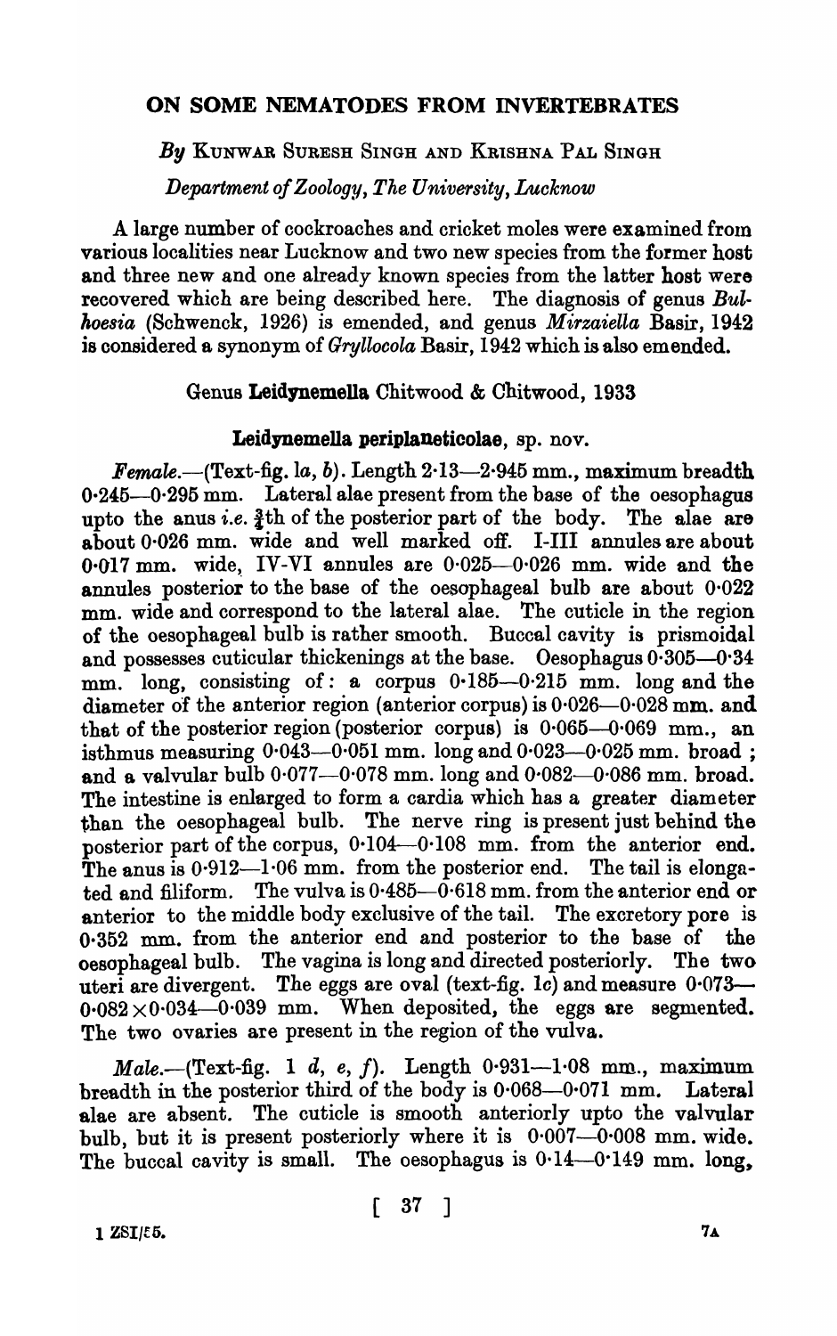# ON SOME NEMATODES FROM INVERTEBRATES

*By* KUNWAR SURESH SINGH AND KRISHNA PAL SINGH

*Department of Zoology, The University, Lucknow*

A large number of cockroaches and cricket moles were examined from various localities near Lucknow and two new species from the former host and three new and one already known species from the latter host were recovered which are being described here. The diagnosis of genus *Bulhoesia* (Schwenck, 1926) is emended, and genus *Mirzaiella* Basir, 1942 is considered a synonym of *Gryllocola* Basir, 1942 which is also emended.

## Genus **Leidynemella** Chitwood & Chitwood, 1933

### **Leidynemella periplaneticolae**, sp. nov.

*Female*.—(Text-fig. 1*a*, *b*). Length 2·13—2·945 mm., maximum breadth 0·245—0·295 mm. Lateral alae present from the base of the oesophagus upto the anus *i.e.* ¾th of the posterior part of the body. The alae are about 0·026 mm. wide and well marked off. I-III annules are about 0·017 mm. wide, IV-VI annules are 0·025—0·026 mm. wide and the annules posterior to the base of the oesophageal bulb are about 0·022 mm. wide and correspond to the lateral alae. The cuticle in the region of the oesophageal bulb is rather smooth. Buccal cavity is prismoidal and possesses cuticular thickenings at the base. Oesophagus 0·305—0·34 mm. long, consisting of: a corpus 0·185—0·215 mm. long and the diameter of the anterior region (anterior corpus) is 0·026—0·028 mm. and that of the posterior region (posterior corpus) is 0·065—0·069 mm., an isthmus measuring 0·043—0·051 mm. long and 0·023—0·025 mm. broad; and a valvular bulb 0·077—0·078 mm. long and 0·082—0·086 mm. broad. The intestine is enlarged to form a cardia which has a greater diameter than the oesophageal bulb. The nerve ring is present just behind the posterior part of the corpus, 0·104—0·108 mm. from the anterior end. The anus is 0·912—1·06 mm. from the posterior end. The tail is elongated and filiform. The vulva is 0·485—0·618 mm. from the anterior end or anterior to the middle body exclusive of the tail. The excretory pore is 0·352 mm. from the anterior end and posterior to the base of the oesophageal bulb. The vagina is long and directed posteriorly. The two uteri are divergent. The eggs are oval (text-fig. 1*c*) and measure 0·073—0·082 × 0·034—0·039 mm. When deposited, the eggs are segmented. The two ovaries are present in the region of the vulva.

*Male*.—(Text-fig. 1 *d*, *e*, *f*). Length 0·931—1·08 mm., maximum breadth in the posterior third of the body is 0·068—0·071 mm. Lateral alae are absent. The cuticle is smooth anteriorly upto the valvular bulb, but it is present posteriorly where it is 0·007—0·008 mm. wide. The buccal cavity is small. The oesophagus is 0·14—0·149 mm. long,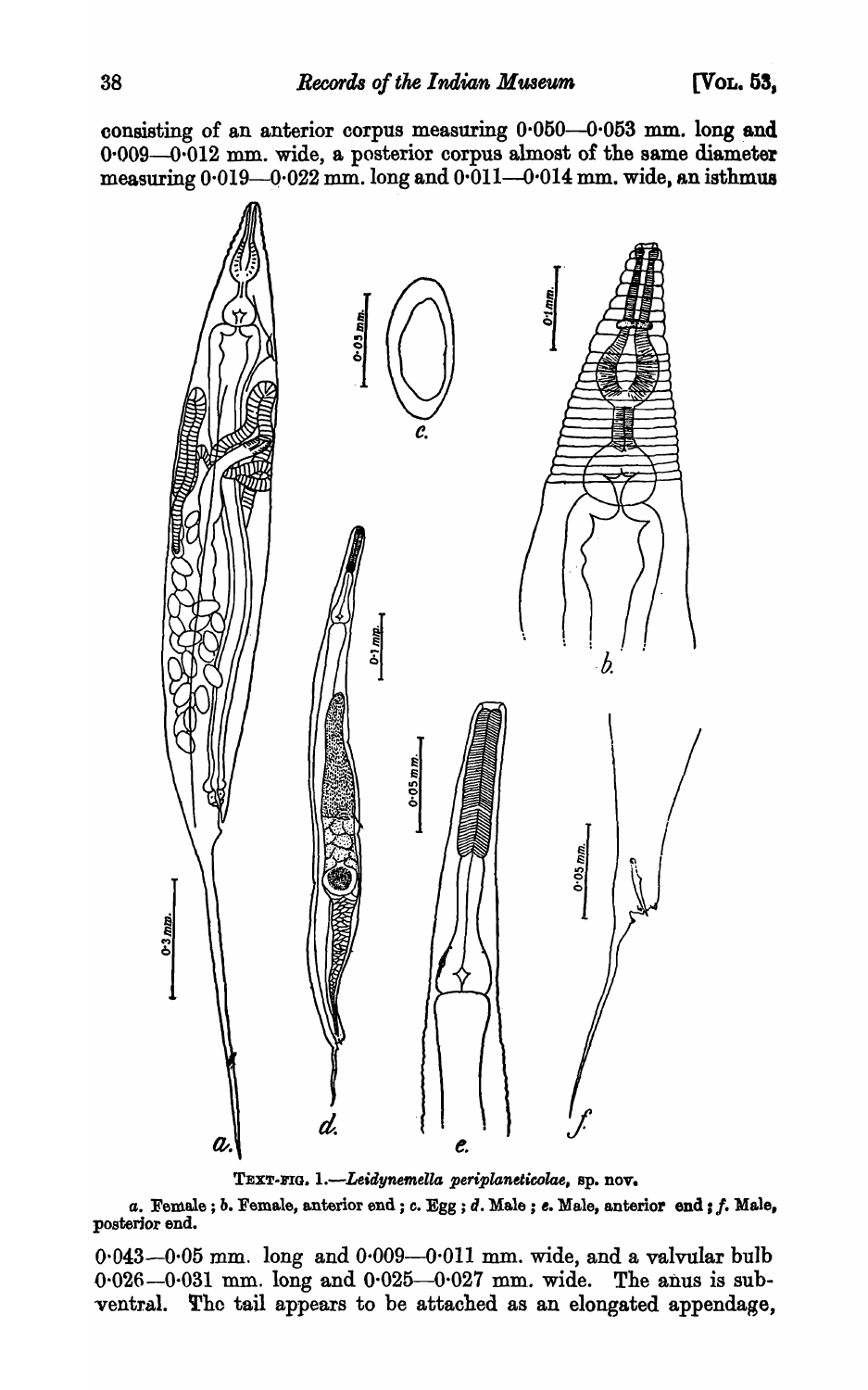consisting of an anterior corpus measuring 0·050—0·053 mm. long and 0·009—0·012 mm. wide, a posterior corpus almost of the same diameter measuring 0·019—0·022 mm. long and 0·011—0·014 mm. wide, an isthmus

TEXT-FIG. 1.—*Leidynemella periplaneticolae*, sp. nov.

*a*. Female ; *b*. Female, anterior end ; *c*. Egg ; *d*. Male ; *e*. Male, anterior end ; *f*. Male, posterior end.

0·043—0·05 mm. long and 0·009—0·011 mm. wide, and a valvular bulb 0·026—0·031 mm. long and 0·025—0·027 mm. wide. The anus is subventral. The tail appears to be attached as an elongated appendage,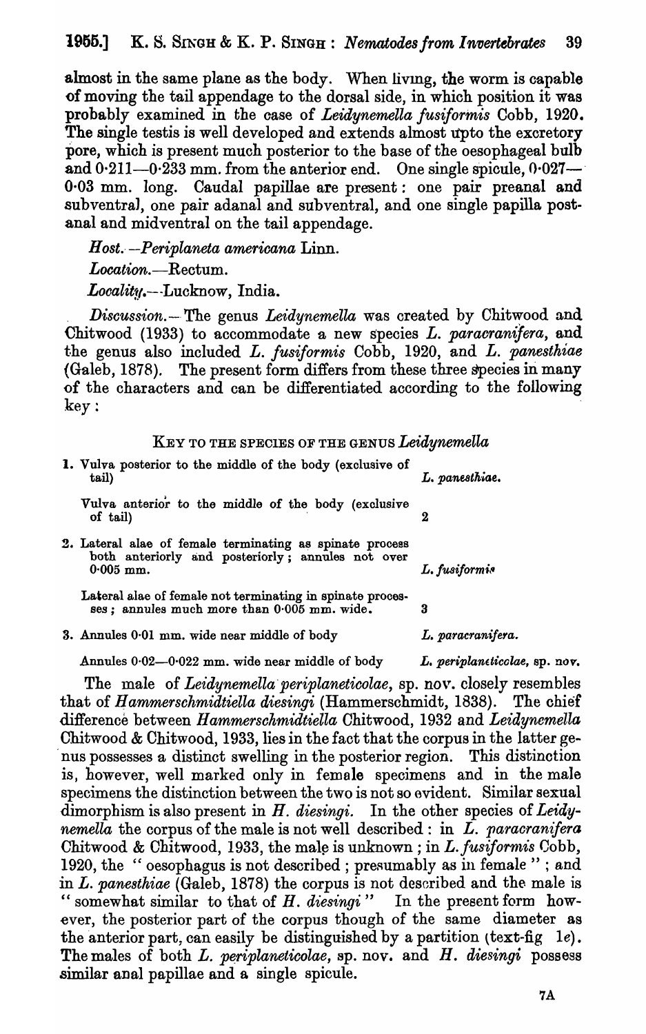almost in the same plane as the body. When living, the worm is capable of moving the tail appendage to the dorsal side, in which position it was probably examined in the case of *Leidynemella fusiformis* Cobb, 1920. The single testis is well developed and extends almost upto the excretory pore, which is present much posterior to the base of the oesophageal bulb and 0·211—0·233 mm. from the anterior end. One single spicule, 0·027—0·03 mm. long. Caudal papillae are present: one pair preanal and subventral, one pair adanal and subventral, and one single papilla postanal and midventral on the tail appendage.

*Host.*—*Periplaneta americana* Linn.

*Location.*—Rectum.

*Locality.*—Lucknow, India.

*Discussion.*—The genus *Leidynemella* was created by Chitwood and Chitwood (1933) to accommodate a new species *L. paracranifera*, and the genus also included *L. fusiformis* Cobb, 1920, and *L. panesthiae* (Galeb, 1878). The present form differs from these three species in many of the characters and can be differentiated according to the following key:

KEY TO THE SPECIES OF THE GENUS *Leidynemella*

| | |
|---|---|
| 1. Vulva posterior to the middle of the body (exclusive of tail) | *L. panesthiae.* |
| Vulva anterior to the middle of the body (exclusive of tail) | 2 |
| 2. Lateral alae of female terminating as spinate process both anteriorly and posteriorly; annules not over 0·005 mm. | *L. fusiformis* |
| Lateral alae of female not terminating in spinate processes; annules much more than 0·005 mm. wide. | 3 |
| 3. Annules 0·01 mm. wide near middle of body | *L. paracranifera.* |
| Annules 0·02—0·022 mm. wide near middle of body | *L. periplaneticolae*, sp. nov. |

The male of *Leidynemella periplaneticolae*, sp. nov. closely resembles that of *Hammerschmidtiella diesingi* (Hammerschmidt, 1838). The chief difference between *Hammerschmidtiella* Chitwood, 1932 and *Leidynemella* Chitwood & Chitwood, 1933, lies in the fact that the corpus in the latter genus possesses a distinct swelling in the posterior region. This distinction is, however, well marked only in female specimens and in the male specimens the distinction between the two is not so evident. Similar sexual dimorphism is also present in *H. diesingi*. In the other species of *Leidynemella* the corpus of the male is not well described: in *L. paracranifera* Chitwood & Chitwood, 1933, the male is unknown; in *L. fusiformis* Cobb, 1920, the "oesophagus is not described; presumably as in female"; and in *L. panesthiae* (Galeb, 1878) the corpus is not described and the male is "somewhat similar to that of *H. diesingi*" In the present form however, the posterior part of the corpus though of the same diameter as the anterior part, can easily be distinguished by a partition (text-fig 1e). The males of both *L. periplaneticolae*, sp. nov. and *H. diesingi* possess similar anal papillae and a single spicule.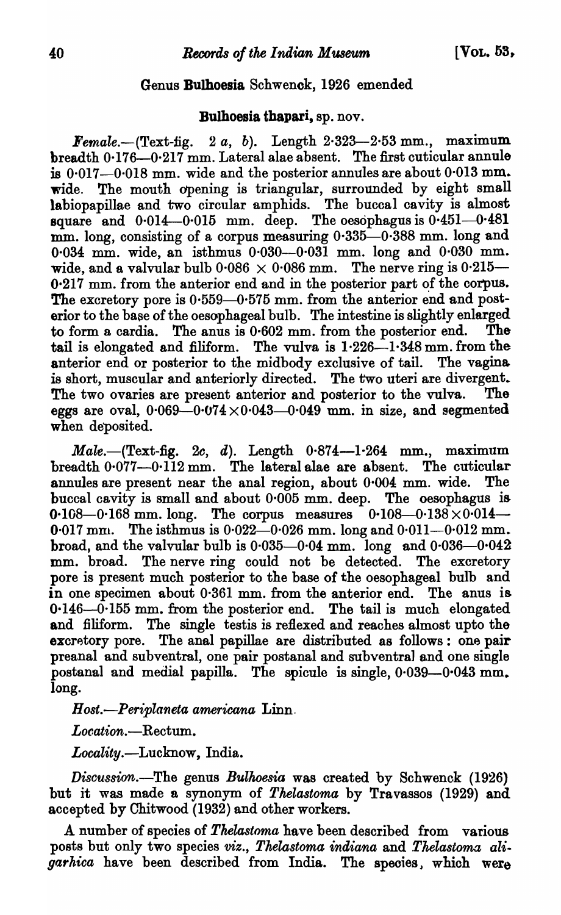## Genus **Bulhoesia** Schwenck, 1926 emended

### **Bulhoesia thapari**, sp. nov.

*Female*.—(Text-fig. 2 *a*, *b*). Length 2·323—2·53 mm., maximum breadth 0·176—0·217 mm. Lateral alae absent. The first cuticular annule is 0·017—0·018 mm. wide and the posterior annules are about 0·013 mm. wide. The mouth opening is triangular, surrounded by eight small labiopapillae and two circular amphids. The buccal cavity is almost square and 0·014—0·015 mm. deep. The oesophagus is 0·451—0·481 mm. long, consisting of a corpus measuring 0·335—0·388 mm. long and 0·034 mm. wide, an isthmus 0·030—0·031 mm. long and 0·030 mm. wide, and a valvular bulb 0·086 × 0·086 mm. The nerve ring is 0·215—0·217 mm. from the anterior end and in the posterior part of the corpus. The excretory pore is 0·559—0·575 mm. from the anterior end and posterior to the base of the oesophageal bulb. The intestine is slightly enlarged to form a cardia. The anus is 0·602 mm. from the posterior end. The tail is elongated and filiform. The vulva is 1·226—1·348 mm. from the anterior end or posterior to the midbody exclusive of tail. The vagina is short, muscular and anteriorly directed. The two uteri are divergent. The two ovaries are present anterior and posterior to the vulva. The eggs are oval, 0·069—0·074 × 0·043—0·049 mm. in size, and segmented when deposited.

*Male*.—(Text-fig. 2*c*, *d*). Length 0·874—1·264 mm., maximum breadth 0·077—0·112 mm. The lateral alae are absent. The cuticular annules are present near the anal region, about 0·004 mm. wide. The buccal cavity is small and about 0·005 mm. deep. The oesophagus is 0·168—0·168 mm. long. The corpus measures 0·108—0·138 × 0·014—0·017 mm. The isthmus is 0·022—0·026 mm. long and 0·011—0·012 mm. broad, and the valvular bulb is 0·035—0·04 mm. long and 0·036—0·042 mm. broad. The nerve ring could not be detected. The excretory pore is present much posterior to the base of the oesophageal bulb and in one specimen about 0·361 mm. from the anterior end. The anus is 0·146—0·155 mm. from the posterior end. The tail is much elongated and filiform. The single testis is reflexed and reaches almost upto the excretory pore. The anal papillae are distributed as follows: one pair preanal and subventral, one pair postanal and subventral and one single postanal and medial papilla. The spicule is single, 0·039—0·043 mm. long.

*Host*.—*Periplaneta americana* Linn.

*Location*.—Rectum.

*Locality*.—Lucknow, India.

*Discussion*.—The genus *Bulhoesia* was created by Schwenck (1926) but it was made a synonym of *Thelastoma* by Travassos (1929) and accepted by Chitwood (1932) and other workers.

A number of species of *Thelastoma* have been described from various posts but only two species *viz*., *Thelastoma indiana* and *Thelastoma aligarhica* have been described from India. The species, which were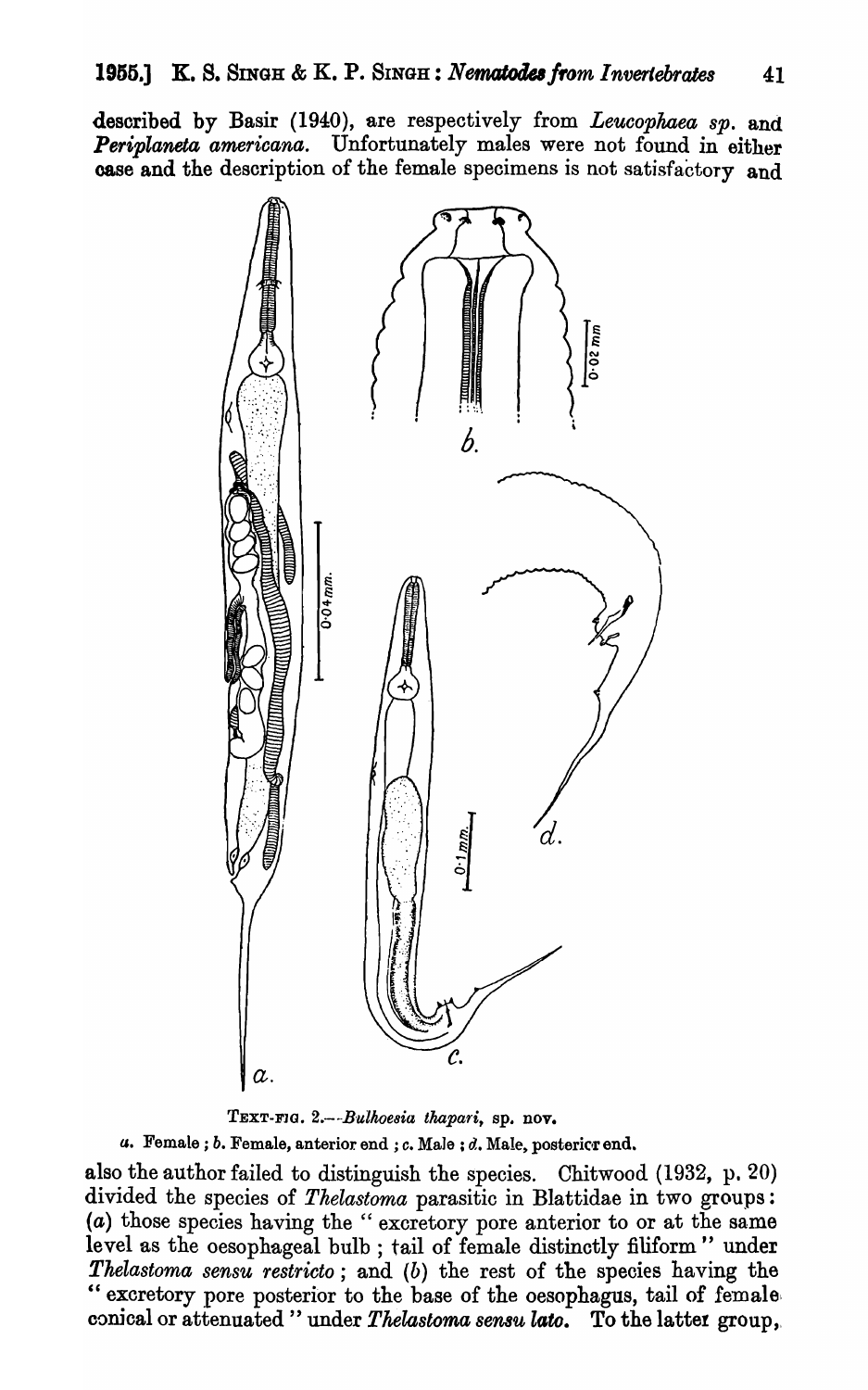described by Basir (1940), are respectively from *Leucophaea sp.* and *Periplaneta americana*. Unfortunately males were not found in either case and the description of the female specimens is not satisfactory and

TEXT-FIG. 2.—*Bulhoesia thapari*, sp. nov.

*a.* Female ; *b.* Female, anterior end ; *c.* Male ; *d.* Male, posterior end.

also the author failed to distinguish the species. Chitwood (1932, p. 20) divided the species of *Thelastoma* parasitic in Blattidae in two groups: (*a*) those species having the " excretory pore anterior to or at the same level as the oesophageal bulb ; tail of female distinctly filiform " under *Thelastoma sensu restricto* ; and (*b*) the rest of the species having the " excretory pore posterior to the base of the oesophagus, tail of female conical or attenuated " under ***Thelastoma sensu lato***. To the latter group,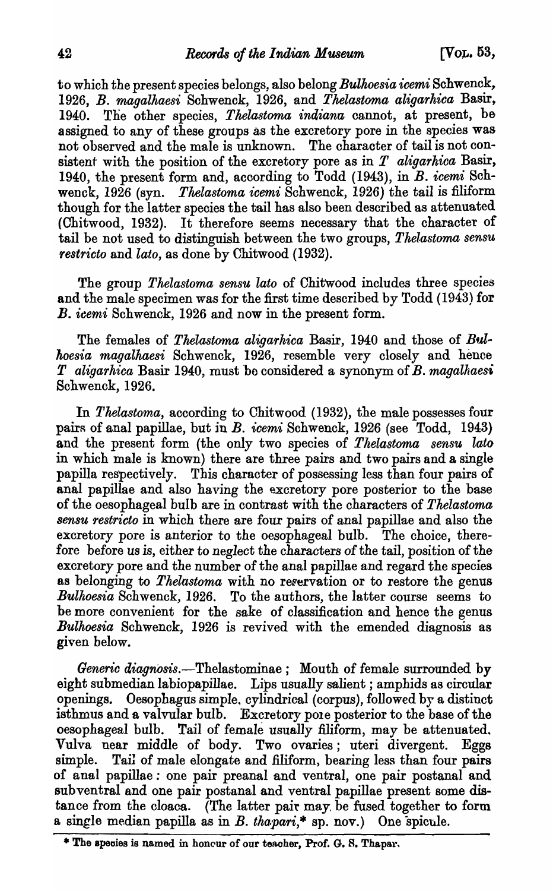to which the present species belongs, also belong *Bulhoesia icemi* Schwenck, 1926, *B. magalhaesi* Schwenck, 1926, and *Thelastoma aligarhica* Basir, 1940. The other species, *Thelastoma indiana* cannot, at present, be assigned to any of these groups as the excretory pore in the species was not observed and the male is unknown. The character of tail is not consistent with the position of the excretory pore as in *T aligarhica* Basir, 1940, the present form and, according to Todd (1943), in *B. icemi* Schwenck, 1926 (syn. *Thelastoma icemi* Schwenck, 1926) the tail is filiform though for the latter species the tail has also been described as attenuated (Chitwood, 1932). It therefore seems necessary that the character of tail be not used to distinguish between the two groups, *Thelastoma sensu restricto* and *lato*, as done by Chitwood (1932).

The group *Thelastoma sensu lato* of Chitwood includes three species and the male specimen was for the first time described by Todd (1943) for *B. icemi* Schwenck, 1926 and now in the present form.

The females of *Thelastoma aligarhica* Basir, 1940 and those of *Bulhoesia magalhaesi* Schwenck, 1926, resemble very closely and hence *T aligarhica* Basir 1940, must be considered a synonym of *B. magalhaesi* Schwenck, 1926.

In *Thelastoma*, according to Chitwood (1932), the male possesses four pairs of anal papillae, but in *B. icemi* Schwenck, 1926 (see Todd, 1943) and the present form (the only two species of *Thelastoma sensu lato* in which male is known) there are three pairs and two pairs and a single papilla respectively. This character of possessing less than four pairs of anal papillae and also having the excretory pore posterior to the base of the oesophageal bulb are in contrast with the characters of *Thelastoma sensu restricto* in which there are four pairs of anal papillae and also the excretory pore is anterior to the oesophageal bulb. The choice, therefore before us is, either to neglect the characters of the tail, position of the excretory pore and the number of the anal papillae and regard the species as belonging to *Thelastoma* with no reservation or to restore the genus *Bulhoesia* Schwenck, 1926. To the authors, the latter course seems to be more convenient for the sake of classification and hence the genus *Bulhoesia* Schwenck, 1926 is revived with the emended diagnosis as given below.

*Generic diagnosis.*—Thelastominae ; Mouth of female surrounded by eight submedian labiopapillae. Lips usually salient ; amphids as circular openings. Oesophagus simple, cylindrical (corpus), followed by a distinct isthmus and a valvular bulb. Excretory pore posterior to the base of the oesophageal bulb. Tail of female usually filiform, may be attenuated. Vulva near middle of body. Two ovaries ; uteri divergent. Eggs simple. Tail of male elongate and filiform, bearing less than four pairs of anal papillae : one pair preanal and ventral, one pair postanal and subventral and one pair postanal and ventral papillae present some distance from the cloaca. (The latter pair may be fused together to form a single median papilla as in *B. thapari,** sp. nov.) One spicule.

* The species is named in honour of our teacher, Prof. G. S. Thapar.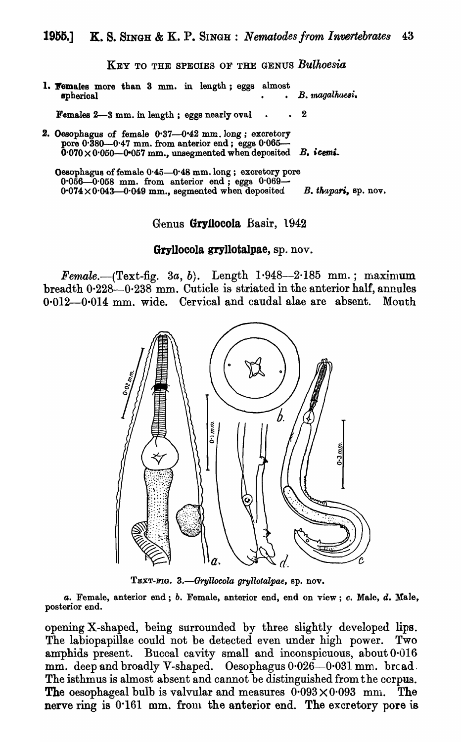KEY TO THE SPECIES OF THE GENUS *Bulhoesia*

1. Females more than 3 mm. in length; eggs almost spherical . . *B. magalhaesi.*

   Females 2—3 mm. in length; eggs nearly oval . . 2

2. Oesophagus of female 0·37—0·42 mm. long; excretory pore 0·380—0·47 mm. from anterior end; eggs 0·065—0·070 × 0·050—0·057 mm., unsegmented when deposited *B. icemi.*

   Oesophagus of female 0·45—0·48 mm. long; excretory pore 0·056—0·058 mm. from anterior end; eggs 0·069—0·074 × 0·043—0·049 mm., segmented when deposited *B. thapari*, sp. nov.

## Genus **Gryllocola** Basir, 1942

### **Gryllocola gryllotalpae**, sp. nov.

*Female*.—(Text-fig. 3*a*, *b*). Length 1·948—2·185 mm.; maximum breadth 0·228—0·238 mm. Cuticle is striated in the anterior half, annules 0·012—0·014 mm. wide. Cervical and caudal alae are absent. Mouth opening X-shaped, being surrounded by three slightly developed lips. The labiopapillae could not be detected even under high power. Two amphids present. Buccal cavity small and inconspicuous, about 0·016 mm. deep and broadly V-shaped. Oesophagus 0·026—0·031 mm. broad. The isthmus is almost absent and cannot be distinguished from the corpus. The oesophageal bulb is valvular and measures 0·093 × 0·093 mm. The nerve ring is 0·161 mm. from the anterior end. The excretory pore is

TEXT-FIG. 3.—*Gryllocola gryllotalpae*, sp. nov.

*a*. Female, anterior end; *b*. Female, anterior end, end on view; *c*. Male, *d*. Male, posterior end.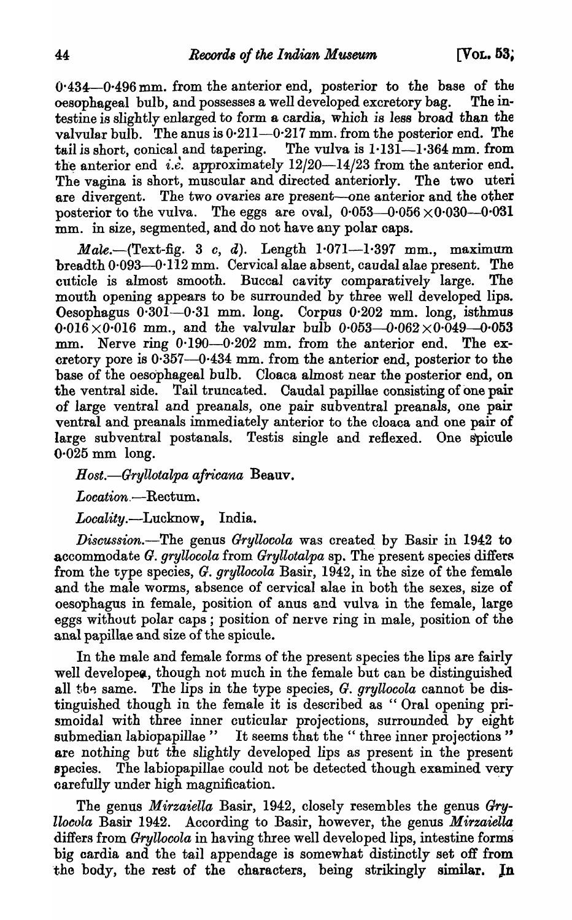0·434—0·496 mm. from the anterior end, posterior to the base of the oesophageal bulb, and possesses a well developed excretory bag. The intestine is slightly enlarged to form a cardia, which is less broad than the valvular bulb. The anus is 0·211—0·217 mm. from the posterior end. The tail is short, conical and tapering. The vulva is 1·131—1·364 mm. from the anterior end *i.e.* approximately 12/20—14/23 from the anterior end. The vagina is short, muscular and directed anteriorly. The two uteri are divergent. The two ovaries are present—one anterior and the other posterior to the vulva. The eggs are oval, 0·053—0·056 × 0·030—0·031 mm. in size, segmented, and do not have any polar caps.

*Male*.—(Text-fig. 3 *c*, *d*). Length 1·071—1·397 mm., maximum breadth 0·093—0·112 mm. Cervical alae absent, caudal alae present. The cuticle is almost smooth. Buccal cavity comparatively large. The mouth opening appears to be surrounded by three well developed lips. Oesophagus 0·301—0·31 mm. long. Corpus 0·202 mm. long, isthmus 0·016 × 0·016 mm., and the valvular bulb 0·053—0·062 × 0·049—0·053 mm. Nerve ring 0·190—0·202 mm. from the anterior end. The excretory pore is 0·357—0·434 mm. from the anterior end, posterior to the base of the oesophageal bulb. Cloaca almost near the posterior end, on the ventral side. Tail truncated. Caudal papillae consisting of one pair of large ventral and preanals, one pair subventral preanals, one pair ventral and preanals immediately anterior to the cloaca and one pair of large subventral postanals. Testis single and reflexed. One spicule 0·025 mm long.

*Host*.—*Gryllotalpa africana* Beauv.

*Location*.—Rectum.

*Locality*.—Lucknow, India.

*Discussion*.—The genus *Gryllocola* was created by Basir in 1942 to accommodate *G. gryllocola* from *Gryllotalpa* sp. The present species differs from the type species, *G. gryllocola* Basir, 1942, in the size of the female and the male worms, absence of cervical alae in both the sexes, size of oesophagus in female, position of anus and vulva in the female, large eggs without polar caps; position of nerve ring in male, position of the anal papillae and size of the spicule.

In the male and female forms of the present species the lips are fairly well developed, though not much in the female but can be distinguished all the same. The lips in the type species, *G. gryllocola* cannot be distinguished though in the female it is described as " Oral opening prismoidal with three inner cuticular projections, surrounded by eight submedian labiopapillae " It seems that the " three inner projections " are nothing but the slightly developed lips as present in the present species. The labiopapillae could not be detected though examined very carefully under high magnification.

The genus *Mirzaiella* Basir, 1942, closely resembles the genus *Gryllocola* Basir 1942. According to Basir, however, the genus *Mirzaiella* differs from *Gryllocola* in having three well developed lips, intestine forms big cardia and the tail appendage is somewhat distinctly set off from the body, the rest of the characters, being strikingly similar. In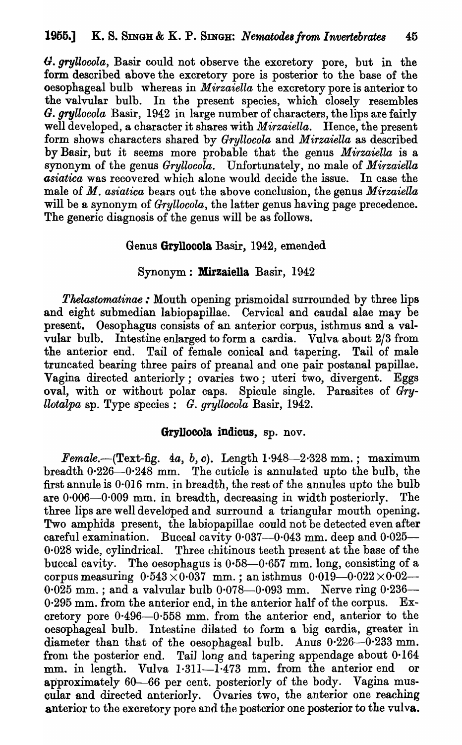*G. gryllocola*, Basir could not observe the excretory pore, but in the form described above the excretory pore is posterior to the base of the oesophageal bulb whereas in *Mirzaiella* the excretory pore is anterior to the valvular bulb. In the present species, which closely resembles *G. gryllocola* Basir, 1942 in large number of characters, the lips are fairly well developed, a character it shares with *Mirzaiella*. Hence, the present form shows characters shared by *Gryllocola* and *Mirzaiella* as described by Basir, but it seems more probable that the genus *Mirzaiella* is a synonym of the genus *Gryllocola*. Unfortunately, no male of *Mirzaiella asiatica* was recovered which alone would decide the issue. In case the male of *M. asiatica* bears out the above conclusion, the genus *Mirzaiella* will be a synonym of *Gryllocola*, the latter genus having page precedence. The generic diagnosis of the genus will be as follows.

### Genus **Gryllocola** Basir, 1942, emended

Synonym : **Mirzaiella** Basir, 1942

*Thelastomatinae :* Mouth opening prismoidal surrounded by three lips and eight submedian labiopapillae. Cervical and caudal alae may be present. Oesophagus consists of an anterior corpus, isthmus and a valvular bulb. Intestine enlarged to form a cardia. Vulva about 2/3 from the anterior end. Tail of female conical and tapering. Tail of male truncated bearing three pairs of preanal and one pair postanal papillae. Vagina directed anteriorly; ovaries two; uteri two, divergent. Eggs oval, with or without polar caps. Spicule single. Parasites of *Gryllotalpa* sp. Type species : *G. gryllocola* Basir, 1942.

### **Gryllocola indicus**, sp. nov.

*Female.*—(Text-fig. 4*a*, *b*, *c*). Length 1·948—2·328 mm.; maximum breadth 0·226—0·248 mm. The cuticle is annulated upto the bulb, the first annule is 0·016 mm. in breadth, the rest of the annules upto the bulb are 0·006—0·009 mm. in breadth, decreasing in width posteriorly. The three lips are well developed and surround a triangular mouth opening. Two amphids present, the labiopapillae could not be detected even after careful examination. Buccal cavity 0·037—0·043 mm. deep and 0·025—0·028 wide, cylindrical. Three chitinous teeth present at the base of the buccal cavity. The oesophagus is 0·58—0·657 mm. long, consisting of a corpus measuring 0·543 × 0·037 mm.; an isthmus 0·019—0·022 × 0·02—0·025 mm.; and a valvular bulb 0·078—0·093 mm. Nerve ring 0·236—0·295 mm. from the anterior end, in the anterior half of the corpus. Excretory pore 0·496—0·558 mm. from the anterior end, anterior to the oesophageal bulb. Intestine dilated to form a big cardia, greater in diameter than that of the oesophageal bulb. Anus 0·226—0·233 mm. from the posterior end. Tail long and tapering appendage about 0·164 mm. in length. Vulva 1·311—1·473 mm. from the anterior end or approximately 60—66 per cent. posteriorly of the body. Vagina muscular and directed anteriorly. Ovaries two, the anterior one reaching anterior to the excretory pore and the posterior one posterior to the vulva.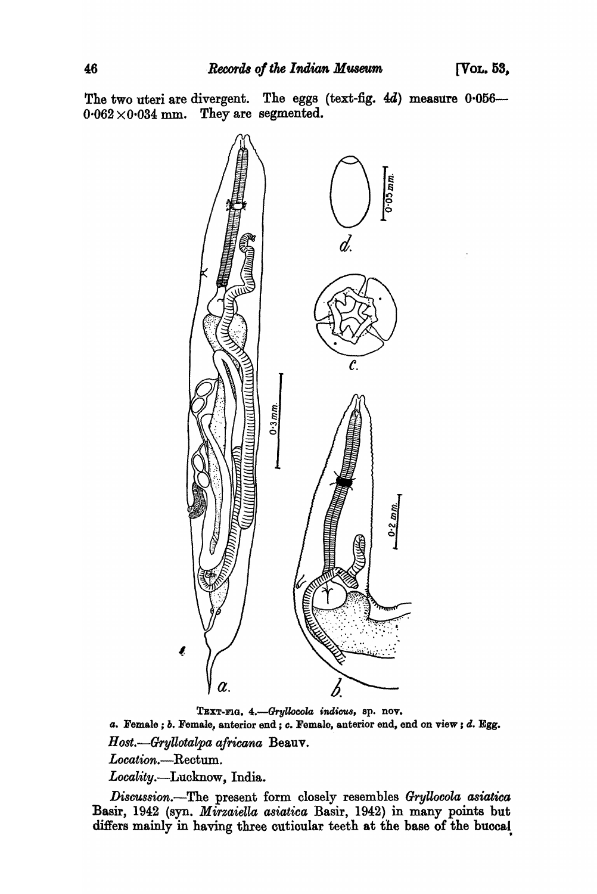The two uteri are divergent. The eggs (text-fig. 4*d*) measure 0·056—0·062 × 0·034 mm. They are segmented.

TEXT-FIG. 4.—*Gryllocola indicus*, sp. nov.
*a.* Female ; *b.* Female, anterior end ; *c.* Female, anterior end, end on view ; *d.* Egg.

*Host.*—*Gryllotalpa africana* Beauv.

*Location.*—Rectum.

*Locality.*—Lucknow, India.

*Discussion.*—The present form closely resembles *Gryllocola asiatica* Basir, 1942 (syn. *Mirzaiella asiatica* Basir, 1942) in many points but differs mainly in having three cuticular teeth at the base of the buccal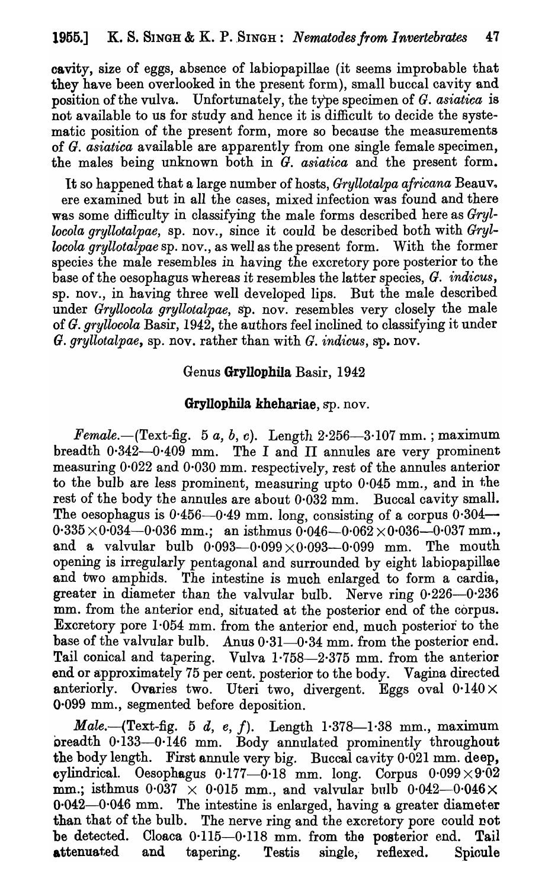cavity, size of eggs, absence of labiopapillae (it seems improbable that they have been overlooked in the present form), small buccal cavity and position of the vulva. Unfortunately, the type specimen of *G. asiatica* is not available to us for study and hence it is difficult to decide the systematic position of the present form, more so because the measurements of *G. asiatica* available are apparently from one single female specimen, the males being unknown both in *G. asiatica* and the present form.

It so happened that a large number of hosts, *Gryllotalpa africana* Beauv. ere examined but in all the cases, mixed infection was found and there was some difficulty in classifying the male forms described here as *Gryllocola gryllotalpae*, sp. nov., since it could be described both with *Gryllocola gryllotalpae* sp. nov., as well as the present form. With the former species the male resembles in having the excretory pore posterior to the base of the oesophagus whereas it resembles the latter species, *G. indicus*, sp. nov., in having three well developed lips. But the male described under *Gryllocola gryllotalpae*, sp. nov. resembles very closely the male of *G. gryllocola* Basir, 1942, the authors feel inclined to classifying it under *G. gryllotalpae*, sp. nov. rather than with *G. indicus*, sp. nov.

## Genus **Gryllophila** Basir, 1942

### **Gryllophila khehariae**, sp. nov.

*Female*.—(Text-fig. 5 *a*, *b*, *c*). Length 2·256—3·107 mm.; maximum breadth 0·342—0·409 mm. The I and II annules are very prominent measuring 0·022 and 0·030 mm. respectively, rest of the annules anterior to the bulb are less prominent, measuring upto 0·045 mm., and in the rest of the body the annules are about 0·032 mm. Buccal cavity small. The oesophagus is 0·456—0·49 mm. long, consisting of a corpus 0·304—0·335 × 0·034—0·036 mm.; an isthmus 0·046—0·062 × 0·036—0·037 mm., and a valvular bulb 0·093—0·099 × 0·093—0·099 mm. The mouth opening is irregularly pentagonal and surrounded by eight labiopapillae and two amphids. The intestine is much enlarged to form a cardia, greater in diameter than the valvular bulb. Nerve ring 0·226—0·236 mm. from the anterior end, situated at the posterior end of the corpus. Excretory pore 1·054 mm. from the anterior end, much posterior to the base of the valvular bulb. Anus 0·31—0·34 mm. from the posterior end. Tail conical and tapering. Vulva 1·758—2·375 mm. from the anterior end or approximately 75 per cent. posterior to the body. Vagina directed anteriorly. Ovaries two. Uteri two, divergent. Eggs oval 0·140 × 0·099 mm., segmented before deposition.

*Male*.—(Text-fig. 5 *d*, *e*, *f*). Length 1·378—1·38 mm., maximum breadth 0·133—0·146 mm. Body annulated prominently throughout the body length. First annule very big. Buccal cavity 0·021 mm. deep, cylindrical. Oesophagus 0·177—0·18 mm. long. Corpus 0·099 × 9·02 mm.; isthmus 0·037 × 0·015 mm., and valvular bulb 0·042—0·046 × 0·042—0·046 mm. The intestine is enlarged, having a greater diameter than that of the bulb. The nerve ring and the excretory pore could not be detected. Cloaca 0·115—0·118 mm. from the posterior end. Tail attenuated and tapering. Testis single, reflexed. Spicule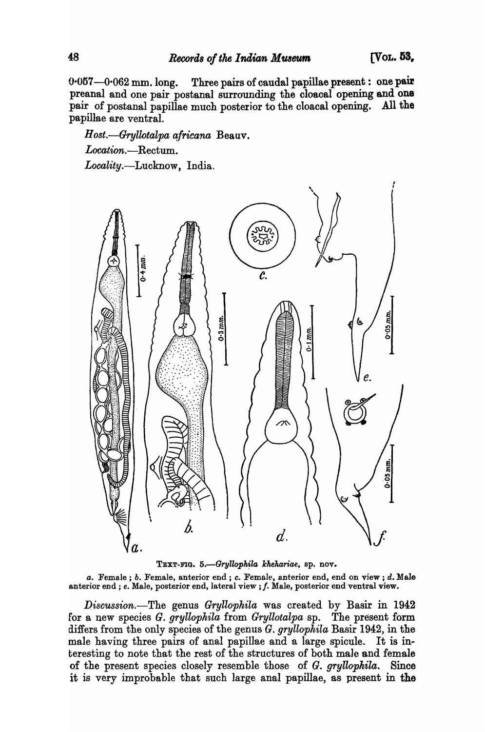0·057—0·062 mm. long. Three pairs of caudal papillae present: one pair preanal and one pair postanal surrounding the cloacal opening and one pair of postanal papillae much posterior to the cloacal opening. All the papillae are ventral.

*Host.*—*Gryllotalpa africana* Beauv.

*Location.*—Rectum.

*Locality.*—Lucknow, India.

TEXT-FIG. 5.—*Gryllophila khehariae*, sp. nov.

*a.* Female; *b.* Female, anterior end; *c.* Female, anterior end, end on view; *d.* Male anterior end; *e.* Male, posterior end, lateral view; *f.* Male, posterior end ventral view.

*Discussion.*—The genus *Gryllophila* was created by Basir in 1942 for a new species *G. gryllophila* from *Gryllotalpa* sp. The present form differs from the only species of the genus *G. gryllophila* Basir 1942, in the male having three pairs of anal papillae and a large spicule. It is interesting to note that the rest of the structures of both male and female of the present species closely resemble those of *G. gryllophila*. Since it is very improbable that such large anal papillae, as present in the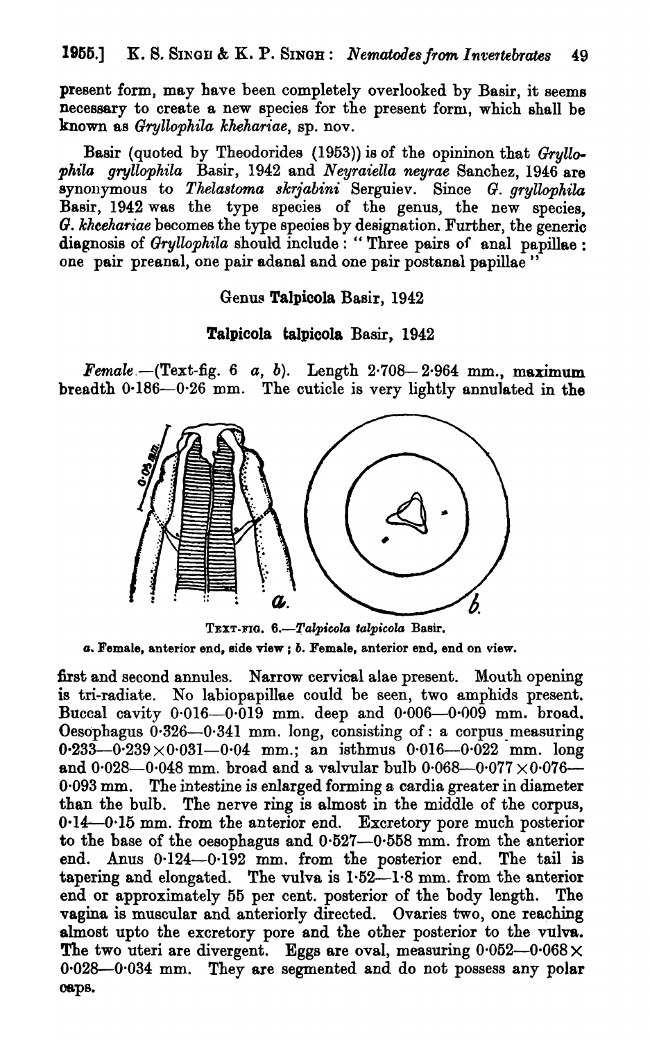present form, may have been completely overlooked by Basir, it seems necessary to create a new species for the present form, which shall be known as *Gryllophila khehariae*, sp. nov.

Basir (quoted by Theodorides (1953)) is of the opininon that *Gryllophila gryllophila* Basir, 1942 and *Neyraiella neyrae* Sanchez, 1946 are synonymous to *Thelastoma skrjabini* Serguiev. Since *G. gryllophila* Basir, 1942 was the type species of the genus, the new species, *G. khceharìae* becomes the type species by designation. Further, the generic diagnosis of *Gryllophila* should include: "Three pairs of anal papillae: one pair preanal, one pair adanal and one pair postanal papillae"

### Genus **Talpicola** Basir, 1942

### **Talpicola talpicola** Basir, 1942

*Female*.—(Text-fig. 6 *a*, *b*). Length 2·708—2·964 mm., maximum breadth 0·186—0·26 mm. The cuticle is very lightly annulated in the

TEXT-FIG. 6.—*Talpicola talpicola* Basir.
*a*. Female, anterior end, side view; *b*. Female, anterior end, end on view.

first and second annules. Narrow cervical alae present. Mouth opening is tri-radiate. No labiopapillae could be seen, two amphids present. Buccal cavity 0·016—0·019 mm. deep and 0·006—0·009 mm. broad. Oesophagus 0·326—0·341 mm. long, consisting of: a corpus measuring 0·233—0·239 × 0·031—0·04 mm.; an isthmus 0·016—0·022 mm. long and 0·028—0·048 mm. broad and a valvular bulb 0·068—0·077 × 0·076—0·093 mm. The intestine is enlarged forming a cardia greater in diameter than the bulb. The nerve ring is almost in the middle of the corpus, 0·14—0·15 mm. from the anterior end. Excretory pore much posterior to the base of the oesophagus and 0·527—0·558 mm. from the anterior end. Anus 0·124—0·192 mm. from the posterior end. The tail is tapering and elongated. The vulva is 1·52—1·8 mm. from the anterior end or approximately 55 per cent. posterior of the body length. The vagina is muscular and anteriorly directed. Ovaries two, one reaching almost upto the excretory pore and the other posterior to the vulva. The two uteri are divergent. Eggs are oval, measuring 0·052—0·068 × 0·028—0·034 mm. They are segmented and do not possess any polar caps.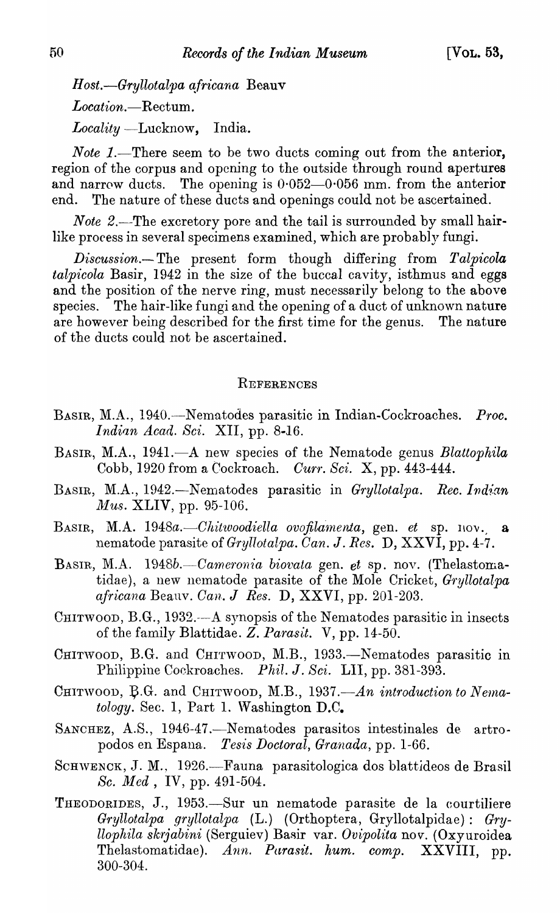*Host.*—*Gryllotalpa africana* Beauv

*Location.*—Rectum.

*Locality* —Lucknow, India.

*Note 1.*—There seem to be two ducts coming out from the anterior, region of the corpus and opening to the outside through round apertures and narrow ducts. The opening is 0·052—0·056 mm. from the anterior end. The nature of these ducts and openings could not be ascertained.

*Note 2.*—The excretory pore and the tail is surrounded by small hair-like process in several specimens examined, which are probably fungi.

*Discussion.*—The present form though differing from *Talpicola talpicola* Basir, 1942 in the size of the buccal cavity, isthmus and eggs and the position of the nerve ring, must necessarily belong to the above species. The hair-like fungi and the opening of a duct of unknown nature are however being described for the first time for the genus. The nature of the ducts could not be ascertained.

## REFERENCES

BASIR, M.A., 1940.—Nematodes parasitic in Indian-Cockroaches. *Proc. Indian Acad. Sci.* XII, pp. 8-16.

BASIR, M.A., 1941.—A new species of the Nematode genus *Blattophila* Cobb, 1920 from a Cockroach. *Curr. Sci.* X, pp. 443-444.

BASIR, M.A., 1942.—Nematodes parasitic in *Gryllotalpa*. *Rec. Indian Mus.* XLIV, pp. 95-106.

BASIR, M.A. 1948*a*.—*Chitwoodiella ovofilamenta*, gen. *et* sp. nov., a nematode parasite of *Gryllotalpa*. *Can. J. Res.* D, XXVI, pp. 4-7.

BASIR, M.A. 1948*b*.—*Cameronia biovata* gen. *et* sp. nov. (Thelastomatidae), a new nematode parasite of the Mole Cricket, *Gryllotalpa africana* Beauv. *Can. J Res.* D, XXVI, pp. 201-203.

CHITWOOD, B.G., 1932.—A synopsis of the Nematodes parasitic in insects of the family Blattidae. *Z. Parasit.* V, pp. 14-50.

CHITWOOD, B.G. and CHITWOOD, M.B., 1933.—Nematodes parasitic in Philippine Cockroaches. *Phil. J. Sci.* LII, pp. 381-393.

CHITWOOD, B.G. and CHITWOOD, M.B., 1937.—*An introduction to Nematology.* Sec. 1, Part 1. Washington D.C.

SANCHEZ, A.S., 1946-47.—Nematodes parasitos intestinales de artropodos en Espana. *Tesis Doctoral, Granada*, pp. 1-66.

SCHWENCK, J. M., 1926.—Fauna parasitologica dos blattideos de Brasil *Sc. Med*, IV, pp. 491-504.

THEODORIDES, J., 1953.—Sur un nematode parasite de la courtiliere *Gryllotalpa gryllotalpa* (L.) (Orthoptera, Gryllotalpidae): *Gryllophila skrjabini* (Serguiev) Basir var. *Ovipolita* nov. (Oxyuroidea Thelastomatidae). *Ann. Parasit. hum. comp.* XXVIII, pp. 300-304.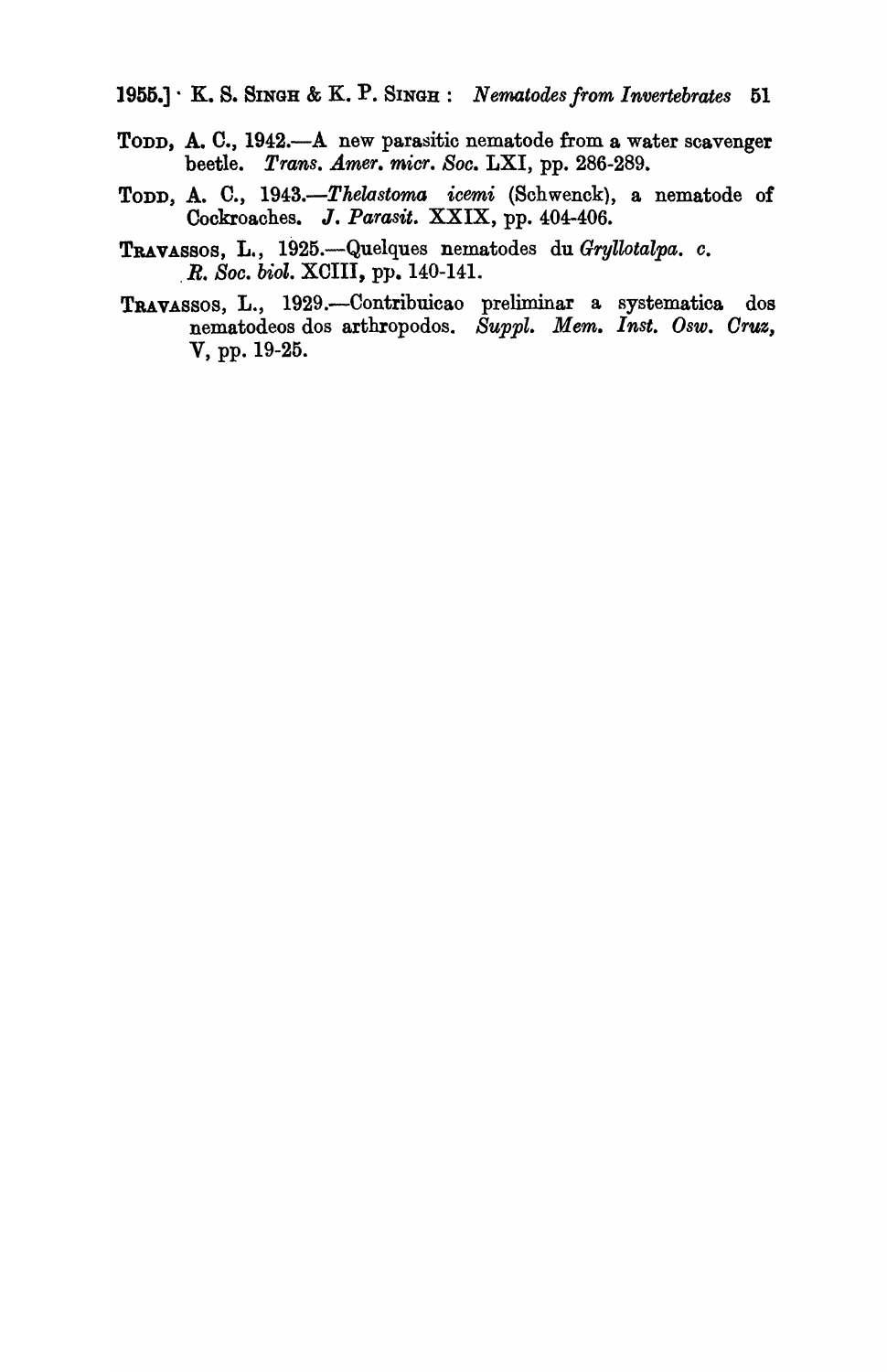TODD, A. C., 1942.—A new parasitic nematode from a water scavenger beetle. *Trans. Amer. micr. Soc.* LXI, pp. 286-289.

TODD, A. C., 1943.—*Thelastoma icemi* (Schwenck), a nematode of Cockroaches. *J. Parasit.* XXIX, pp. 404-406.

TRAVASSOS, L., 1925.—Quelques nematodes du *Gryllotalpa. c. R. Soc. biol.* XCIII, pp. 140-141.

TRAVASSOS, L., 1929.—Contribuicao preliminar a systematica dos nematodeos dos arthropodos. *Suppl. Mem. Inst. Osw. Cruz,* V, pp. 19-25.